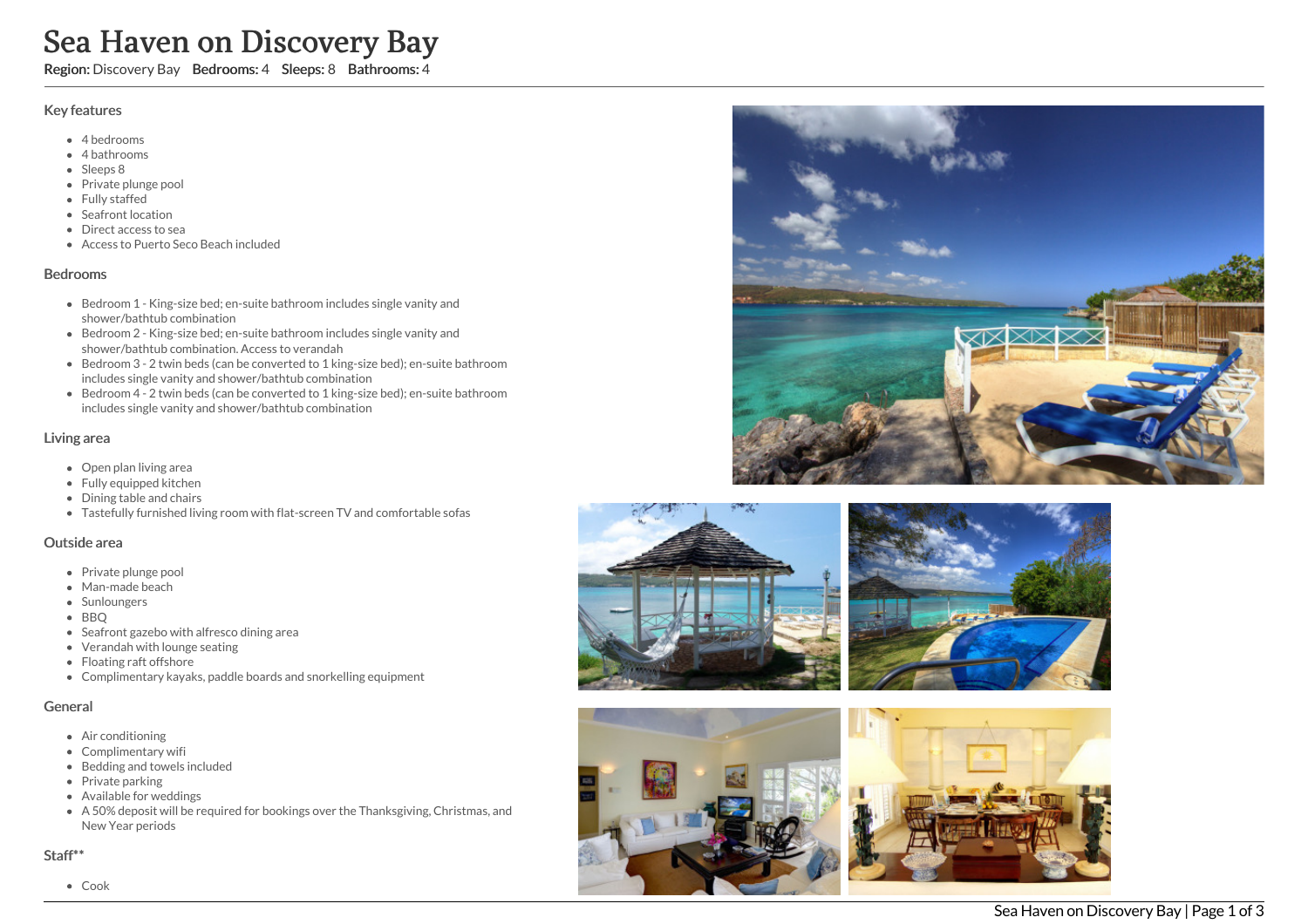# Sea Haven on Discovery Bay

**Region:** Discovery Bay **Bedrooms:** 4 **Sleeps:** 8 **Bathrooms:** 4

## Key features

- 4 bedrooms
- 4 bathrooms
- Sleeps 8
- Private plunge pool
- Fully staffed
- Seafront location
- Direct access to sea
- Access to Puerto Seco Beach included

## Bedrooms

- Bedroom 1 - King-size bed; en-suite bathroom includes single vanity and shower/bathtub combination
- Bedroom 2 - King-size bed; en-suite bathroom includes single vanity and shower/bathtub combination. Access to verandah
- Bedroom 3 - 2 twin beds (can be converted to 1 king-size bed); en-suite bathroom includes single vanity and shower/bathtub combination
- Bedroom 4 - 2 twin beds (can be converted to 1 king-size bed); en-suite bathroom includes single vanity and shower/bathtub combination

## Living area

- Open plan living area
- Fully equipped kitchen
- Dining table and chairs
- Tastefully furnished living room with flat-screen TV and comfortable sofas

## Outside area

- Private plunge pool
- Man-made beach
- Sunloungers
- BBQ
- Seafront gazebo with alfresco dining area
- Verandah with lounge seating
- Floating raft offshore
- Complimentary kayaks, paddle boards and snorkelling equipment

## General

- Air conditioning
- Complimentary wifi
- Bedding and towels included
- Private parking
- Available for weddings
- A 50% deposit will be required for bookings over the Thanksgiving, Christmas, and New Year periods

## Staff**

- Cook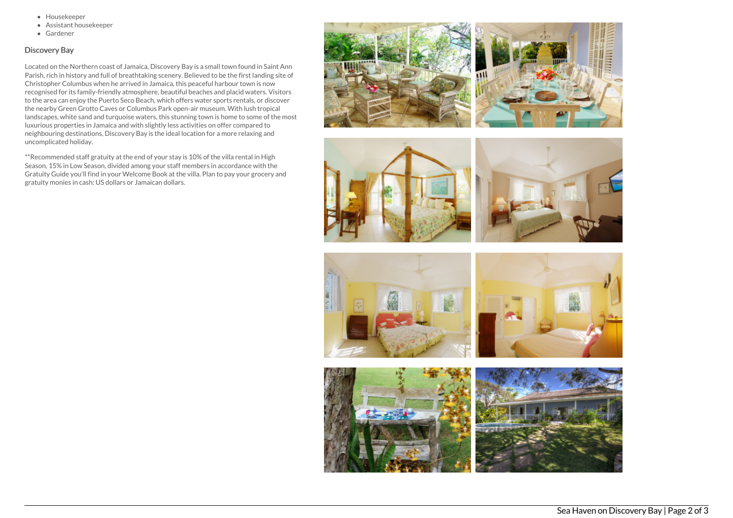- Housekeeper
- Assistant housekeeper
- Gardener

### Discovery Bay

Located on the Northern coast of Jamaica, Discovery Bay is a small town found in Saint Ann Parish, rich in history and full of breathtaking scenery. Believed to be the first landing site of Christopher Columbus when he arrived in Jamaica, this peaceful harbour town is now recognised for its family-friendly atmosphere, beautiful beaches and placid waters. Visitors to the area can enjoy the Puerto Seco Beach, which offers water sports rentals, or discover the nearby Green Grotto Caves or Columbus Park open-air museum. With lush tropical landscapes, white sand and turquoise waters, this stunning town is home to some of the most luxurious properties in Jamaica and with slightly less activities on offer compared to neighbouring destinations, Discovery Bay is the ideal location for a more relaxing and uncomplicated holiday.

**Recommended staff gratuity at the end of your stay is 10% of the villa rental in High Season, 15% in Low Season, divided among your staff members in accordance with the Gratuity Guide you'll find in your Welcome Book at the villa. Plan to pay your grocery and gratuity monies in cash: US dollars or Jamaican dollars.